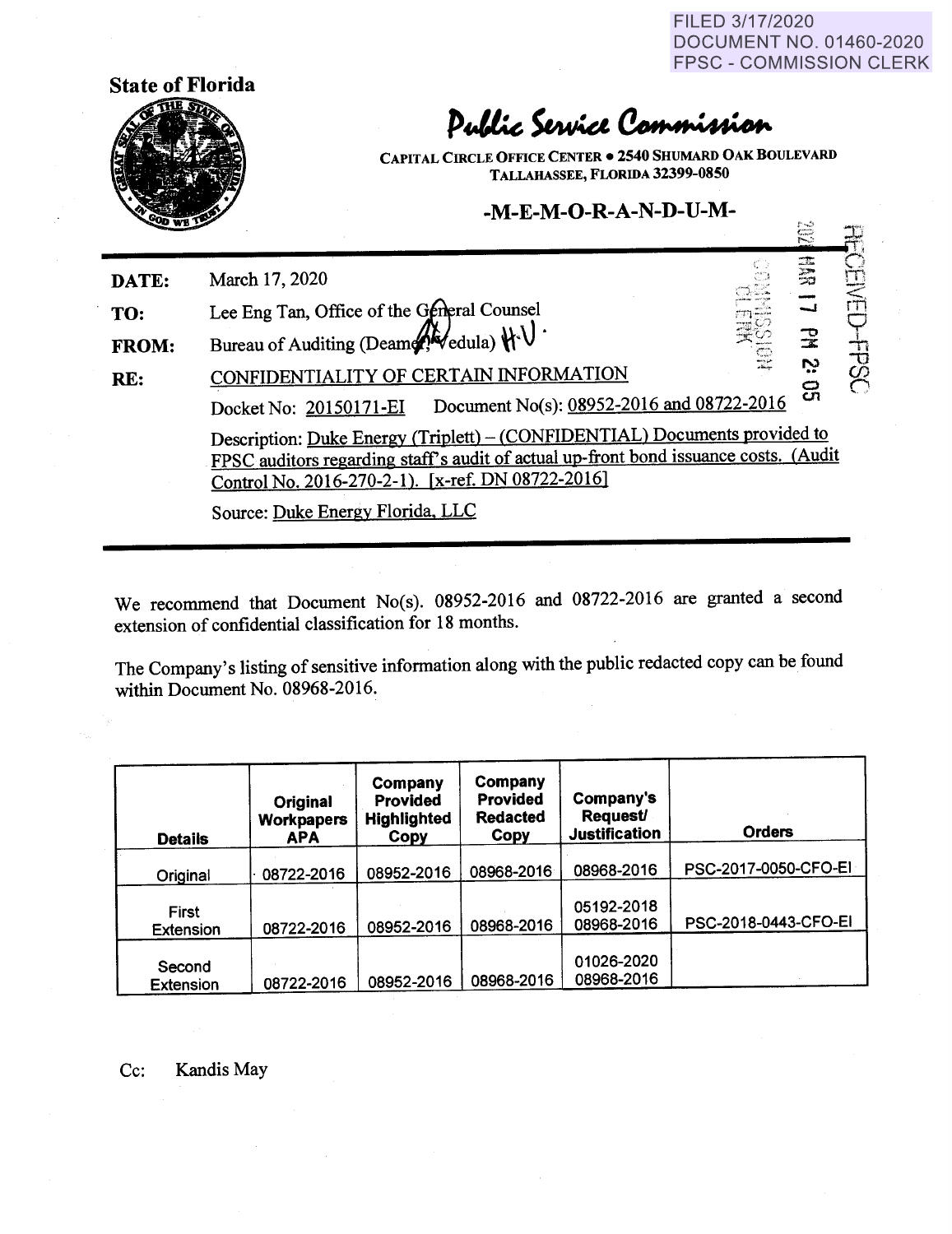FILED 3/17/2020
DOCUMENT NO. 01460-2020
FPSC - COMMISSION CLERK

**State of Florida**

# Public Service Commission

CAPITAL CIRCLE OFFICE CENTER • 2540 SHUMARD OAK BOULEVARD
TALLAHASSEE, FLORIDA 32399-0850

## -M-E-M-O-R-A-N-D-U-M-

RECEIVED-FPSC
2020 MAR 17 PM 2:05
COMMISSION CLERK

**DATE:** March 17, 2020

**TO:** Lee Eng Tan, Office of the General Counsel

**FROM:** Bureau of Auditing (Deamer, Vedula)

**RE:** CONFIDENTIALITY OF CERTAIN INFORMATION

Docket No: 20150171-EI Document No(s): 08952-2016 and 08722-2016

Description: Duke Energy (Triplett) – (CONFIDENTIAL) Documents provided to FPSC auditors regarding staff's audit of actual up-front bond issuance costs. (Audit Control No. 2016-270-2-1). [x-ref. DN 08722-2016]

Source: Duke Energy Florida, LLC

---

We recommend that Document No(s). 08952-2016 and 08722-2016 are granted a second extension of confidential classification for 18 months.

The Company's listing of sensitive information along with the public redacted copy can be found within Document No. 08968-2016.

| Details | Original Workpapers APA | Company Provided Highlighted Copy | Company Provided Redacted Copy | Company's Request/ Justification | Orders |
|---|---|---|---|---|---|
| Original | 08722-2016 | 08952-2016 | 08968-2016 | 08968-2016 | PSC-2017-0050-CFO-EI |
| First Extension | 08722-2016 | 08952-2016 | 08968-2016 | 05192-2018<br>08968-2016 | PSC-2018-0443-CFO-EI |
| Second Extension | 08722-2016 | 08952-2016 | 08968-2016 | 01026-2020<br>08968-2016 | |

Cc: Kandis May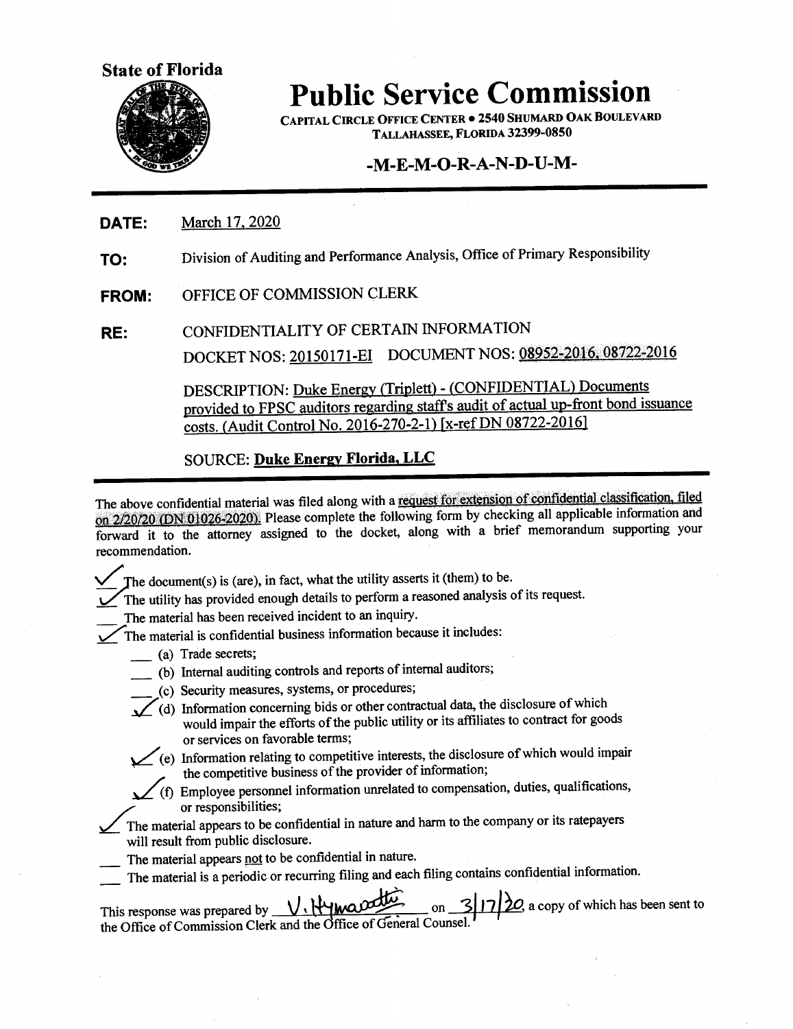State of Florida

# Public Service Commission

**CAPITAL CIRCLE OFFICE CENTER • 2540 SHUMARD OAK BOULEVARD**
**TALLAHASSEE, FLORIDA 32399-0850**

## -M-E-M-O-R-A-N-D-U-M-

**DATE:** March 17, 2020

**TO:** Division of Auditing and Performance Analysis, Office of Primary Responsibility

**FROM:** OFFICE OF COMMISSION CLERK

**RE:** CONFIDENTIALITY OF CERTAIN INFORMATION
DOCKET NOS: 20150171-EI DOCUMENT NOS: 08952-2016, 08722-2016

DESCRIPTION: Duke Energy (Triplett) - (CONFIDENTIAL) Documents provided to FPSC auditors regarding staff's audit of actual up-front bond issuance costs. (Audit Control No. 2016-270-2-1) [x-ref DN 08722-2016]

SOURCE: **Duke Energy Florida, LLC**

---

The above confidential material was filed along with a request for extension of confidential classification, filed on 2/20/20 (DN 01026-2020). Please complete the following form by checking all applicable information and forward it to the attorney assigned to the docket, along with a brief memorandum supporting your recommendation.

- ✓ The document(s) is (are), in fact, what the utility asserts it (them) to be.
- ✓ The utility has provided enough details to perform a reasoned analysis of its request.
- ___ The material has been received incident to an inquiry.
- ✓ The material is confidential business information because it includes:
  - ___ (a) Trade secrets;
  - ___ (b) Internal auditing controls and reports of internal auditors;
  - ___ (c) Security measures, systems, or procedures;
  - ✓ (d) Information concerning bids or other contractual data, the disclosure of which would impair the efforts of the public utility or its affiliates to contract for goods or services on favorable terms;
  - ✓ (e) Information relating to competitive interests, the disclosure of which would impair the competitive business of the provider of information;
  - ✓ (f) Employee personnel information unrelated to compensation, duties, qualifications, or responsibilities;
- ✓ The material appears to be confidential in nature and harm to the company or its ratepayers will result from public disclosure.
- ___ The material appears not to be confidential in nature.
- ___ The material is a periodic or recurring filing and each filing contains confidential information.

This response was prepared by V. Hymavathi on 3/17/20, a copy of which has been sent to the Office of Commission Clerk and the Office of General Counsel.